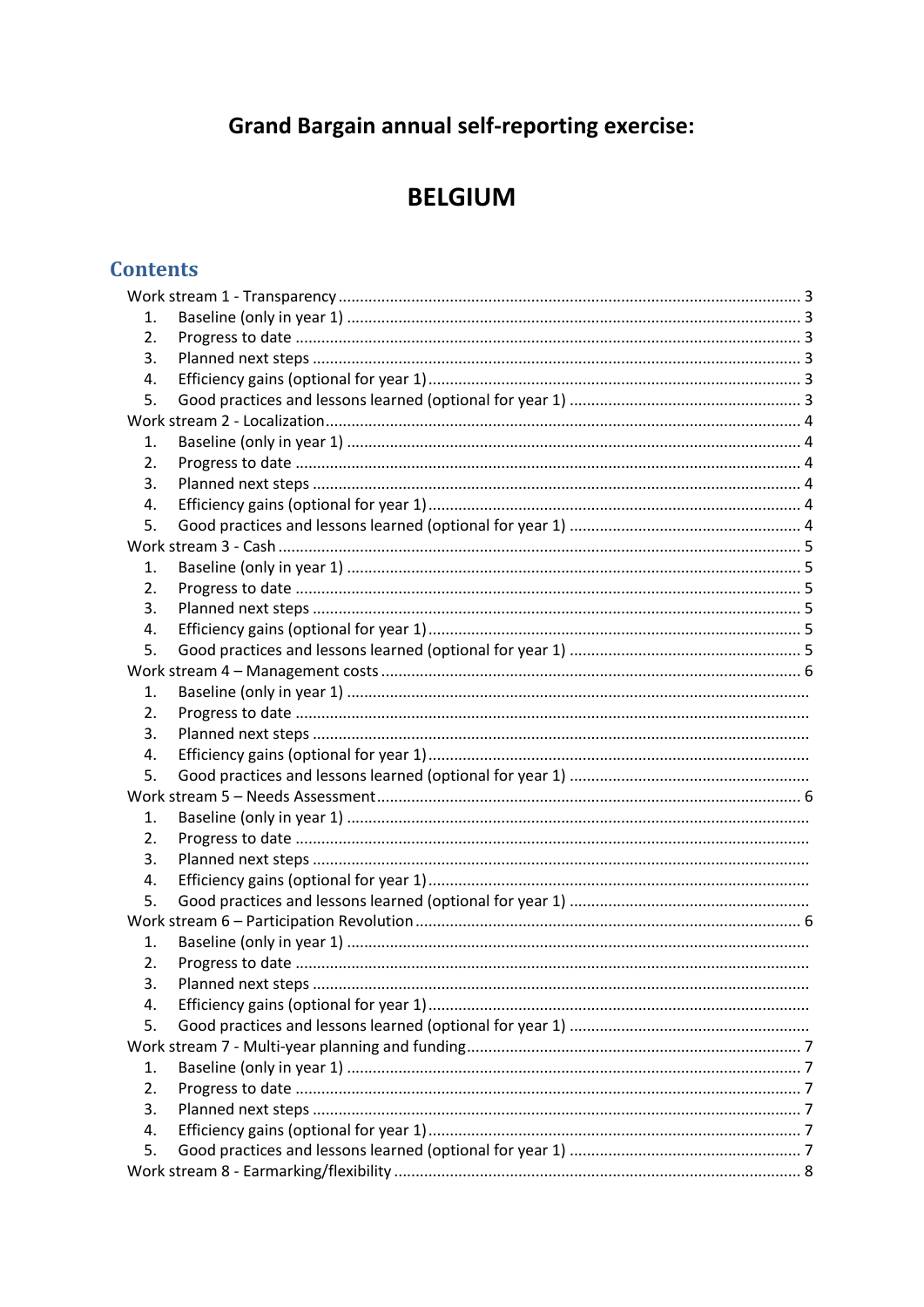# Grand Bargain annual self-reporting exercise:

# BELGIUM

## Contents

- Work stream 1 - Transparency ........ 3
  1. Baseline (only in year 1) ........ 3
  2. Progress to date ........ 3
  3. Planned next steps ........ 3
  4. Efficiency gains (optional for year 1) ........ 3
  5. Good practices and lessons learned (optional for year 1) ........ 3
- Work stream 2 - Localization ........ 4
  1. Baseline (only in year 1) ........ 4
  2. Progress to date ........ 4
  3. Planned next steps ........ 4
  4. Efficiency gains (optional for year 1) ........ 4
  5. Good practices and lessons learned (optional for year 1) ........ 4
- Work stream 3 - Cash ........ 5
  1. Baseline (only in year 1) ........ 5
  2. Progress to date ........ 5
  3. Planned next steps ........ 5
  4. Efficiency gains (optional for year 1) ........ 5
  5. Good practices and lessons learned (optional for year 1) ........ 5
- Work stream 4 – Management costs ........ 6
  1. Baseline (only in year 1) ........
  2. Progress to date ........
  3. Planned next steps ........
  4. Efficiency gains (optional for year 1) ........
  5. Good practices and lessons learned (optional for year 1) ........
- Work stream 5 – Needs Assessment ........ 6
  1. Baseline (only in year 1) ........
  2. Progress to date ........
  3. Planned next steps ........
  4. Efficiency gains (optional for year 1) ........
  5. Good practices and lessons learned (optional for year 1) ........
- Work stream 6 – Participation Revolution ........ 6
  1. Baseline (only in year 1) ........
  2. Progress to date ........
  3. Planned next steps ........
  4. Efficiency gains (optional for year 1) ........
  5. Good practices and lessons learned (optional for year 1) ........
- Work stream 7 - Multi-year planning and funding ........ 7
  1. Baseline (only in year 1) ........ 7
  2. Progress to date ........ 7
  3. Planned next steps ........ 7
  4. Efficiency gains (optional for year 1) ........ 7
  5. Good practices and lessons learned (optional for year 1) ........ 7
- Work stream 8 - Earmarking/flexibility ........ 8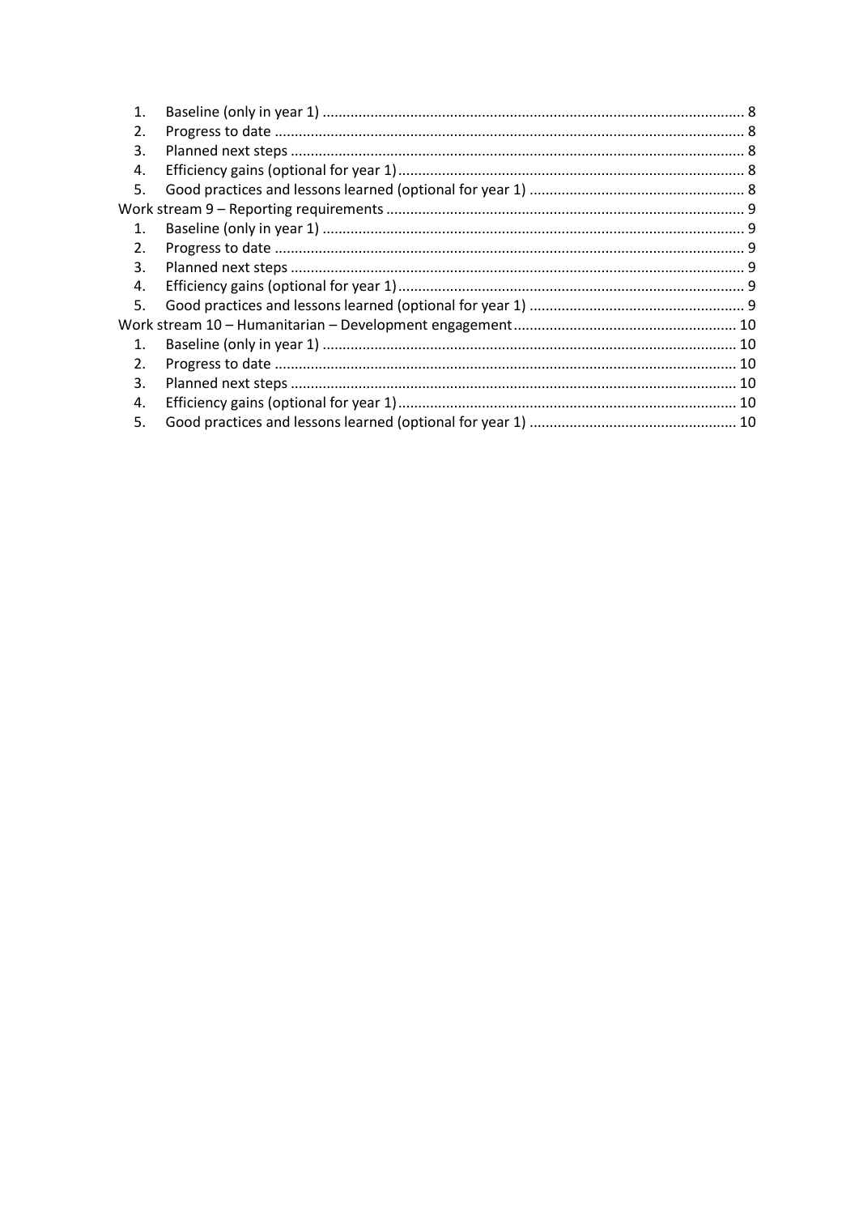1. Baseline (only in year 1) ........ 8
2. Progress to date ........ 8
3. Planned next steps ........ 8
4. Efficiency gains (optional for year 1) ........ 8
5. Good practices and lessons learned (optional for year 1) ........ 8

Work stream 9 – Reporting requirements ........ 9

1. Baseline (only in year 1) ........ 9
2. Progress to date ........ 9
3. Planned next steps ........ 9
4. Efficiency gains (optional for year 1) ........ 9
5. Good practices and lessons learned (optional for year 1) ........ 9

Work stream 10 – Humanitarian – Development engagement ........ 10

1. Baseline (only in year 1) ........ 10
2. Progress to date ........ 10
3. Planned next steps ........ 10
4. Efficiency gains (optional for year 1) ........ 10
5. Good practices and lessons learned (optional for year 1) ........ 10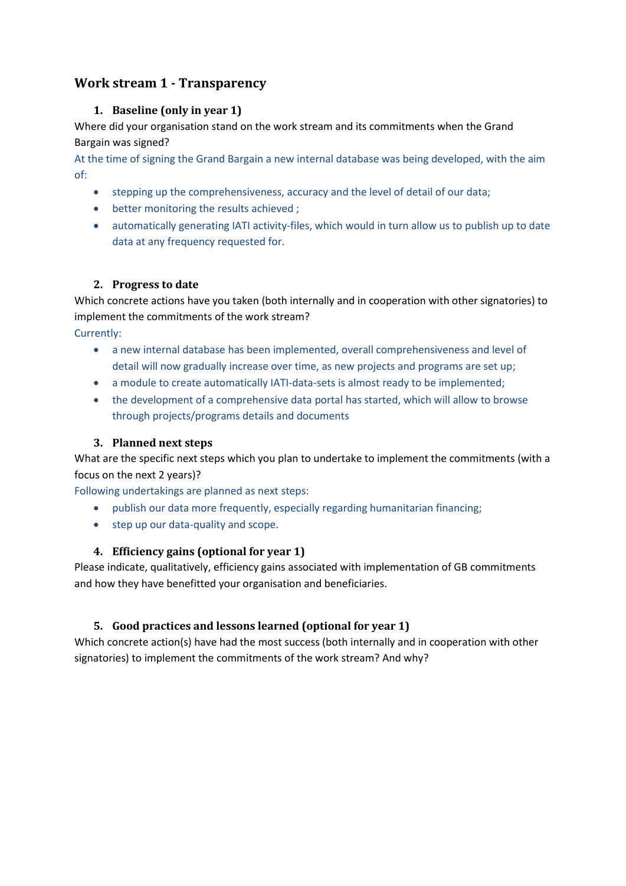## Work stream 1 - Transparency

### 1. Baseline (only in year 1)

Where did your organisation stand on the work stream and its commitments when the Grand Bargain was signed?

At the time of signing the Grand Bargain a new internal database was being developed, with the aim of:

- stepping up the comprehensiveness, accuracy and the level of detail of our data;
- better monitoring the results achieved ;
- automatically generating IATI activity-files, which would in turn allow us to publish up to date data at any frequency requested for.

### 2. Progress to date

Which concrete actions have you taken (both internally and in cooperation with other signatories) to implement the commitments of the work stream?

Currently:

- a new internal database has been implemented, overall comprehensiveness and level of detail will now gradually increase over time, as new projects and programs are set up;
- a module to create automatically IATI-data-sets is almost ready to be implemented;
- the development of a comprehensive data portal has started, which will allow to browse through projects/programs details and documents

### 3. Planned next steps

What are the specific next steps which you plan to undertake to implement the commitments (with a focus on the next 2 years)?

Following undertakings are planned as next steps:

- publish our data more frequently, especially regarding humanitarian financing;
- step up our data-quality and scope.

### 4. Efficiency gains (optional for year 1)

Please indicate, qualitatively, efficiency gains associated with implementation of GB commitments and how they have benefitted your organisation and beneficiaries.

### 5. Good practices and lessons learned (optional for year 1)

Which concrete action(s) have had the most success (both internally and in cooperation with other signatories) to implement the commitments of the work stream? And why?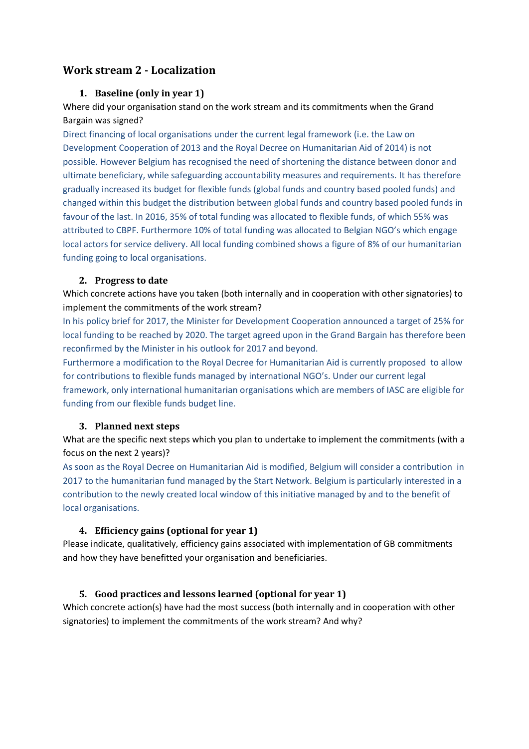## Work stream 2 - Localization

### 1. Baseline (only in year 1)

Where did your organisation stand on the work stream and its commitments when the Grand Bargain was signed?

Direct financing of local organisations under the current legal framework (i.e. the Law on Development Cooperation of 2013 and the Royal Decree on Humanitarian Aid of 2014) is not possible. However Belgium has recognised the need of shortening the distance between donor and ultimate beneficiary, while safeguarding accountability measures and requirements. It has therefore gradually increased its budget for flexible funds (global funds and country based pooled funds) and changed within this budget the distribution between global funds and country based pooled funds in favour of the last. In 2016, 35% of total funding was allocated to flexible funds, of which 55% was attributed to CBPF. Furthermore 10% of total funding was allocated to Belgian NGO's which engage local actors for service delivery. All local funding combined shows a figure of 8% of our humanitarian funding going to local organisations.

### 2. Progress to date

Which concrete actions have you taken (both internally and in cooperation with other signatories) to implement the commitments of the work stream?

In his policy brief for 2017, the Minister for Development Cooperation announced a target of 25% for local funding to be reached by 2020. The target agreed upon in the Grand Bargain has therefore been reconfirmed by the Minister in his outlook for 2017 and beyond.

Furthermore a modification to the Royal Decree for Humanitarian Aid is currently proposed to allow for contributions to flexible funds managed by international NGO's. Under our current legal framework, only international humanitarian organisations which are members of IASC are eligible for funding from our flexible funds budget line.

### 3. Planned next steps

What are the specific next steps which you plan to undertake to implement the commitments (with a focus on the next 2 years)?

As soon as the Royal Decree on Humanitarian Aid is modified, Belgium will consider a contribution in 2017 to the humanitarian fund managed by the Start Network. Belgium is particularly interested in a contribution to the newly created local window of this initiative managed by and to the benefit of local organisations.

### 4. Efficiency gains (optional for year 1)

Please indicate, qualitatively, efficiency gains associated with implementation of GB commitments and how they have benefitted your organisation and beneficiaries.

### 5. Good practices and lessons learned (optional for year 1)

Which concrete action(s) have had the most success (both internally and in cooperation with other signatories) to implement the commitments of the work stream? And why?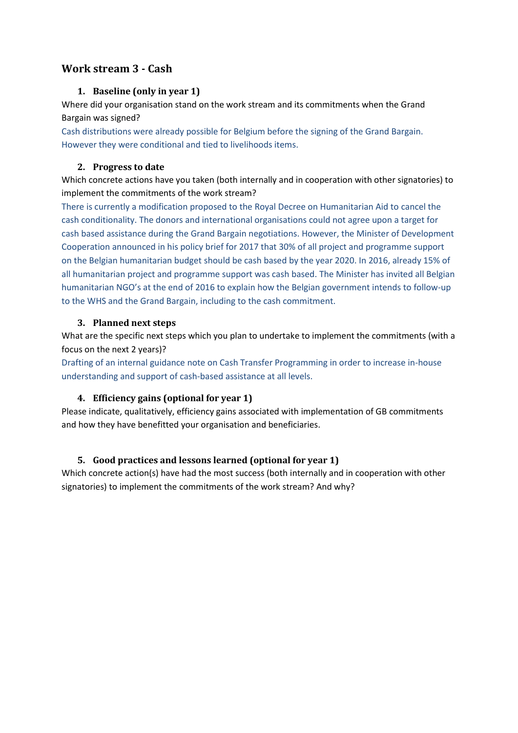## Work stream 3 - Cash

### 1. Baseline (only in year 1)

Where did your organisation stand on the work stream and its commitments when the Grand Bargain was signed?

Cash distributions were already possible for Belgium before the signing of the Grand Bargain. However they were conditional and tied to livelihoods items.

### 2. Progress to date

Which concrete actions have you taken (both internally and in cooperation with other signatories) to implement the commitments of the work stream?

There is currently a modification proposed to the Royal Decree on Humanitarian Aid to cancel the cash conditionality. The donors and international organisations could not agree upon a target for cash based assistance during the Grand Bargain negotiations. However, the Minister of Development Cooperation announced in his policy brief for 2017 that 30% of all project and programme support on the Belgian humanitarian budget should be cash based by the year 2020. In 2016, already 15% of all humanitarian project and programme support was cash based. The Minister has invited all Belgian humanitarian NGO's at the end of 2016 to explain how the Belgian government intends to follow-up to the WHS and the Grand Bargain, including to the cash commitment.

### 3. Planned next steps

What are the specific next steps which you plan to undertake to implement the commitments (with a focus on the next 2 years)?

Drafting of an internal guidance note on Cash Transfer Programming in order to increase in-house understanding and support of cash-based assistance at all levels.

### 4. Efficiency gains (optional for year 1)

Please indicate, qualitatively, efficiency gains associated with implementation of GB commitments and how they have benefitted your organisation and beneficiaries.

### 5. Good practices and lessons learned (optional for year 1)

Which concrete action(s) have had the most success (both internally and in cooperation with other signatories) to implement the commitments of the work stream? And why?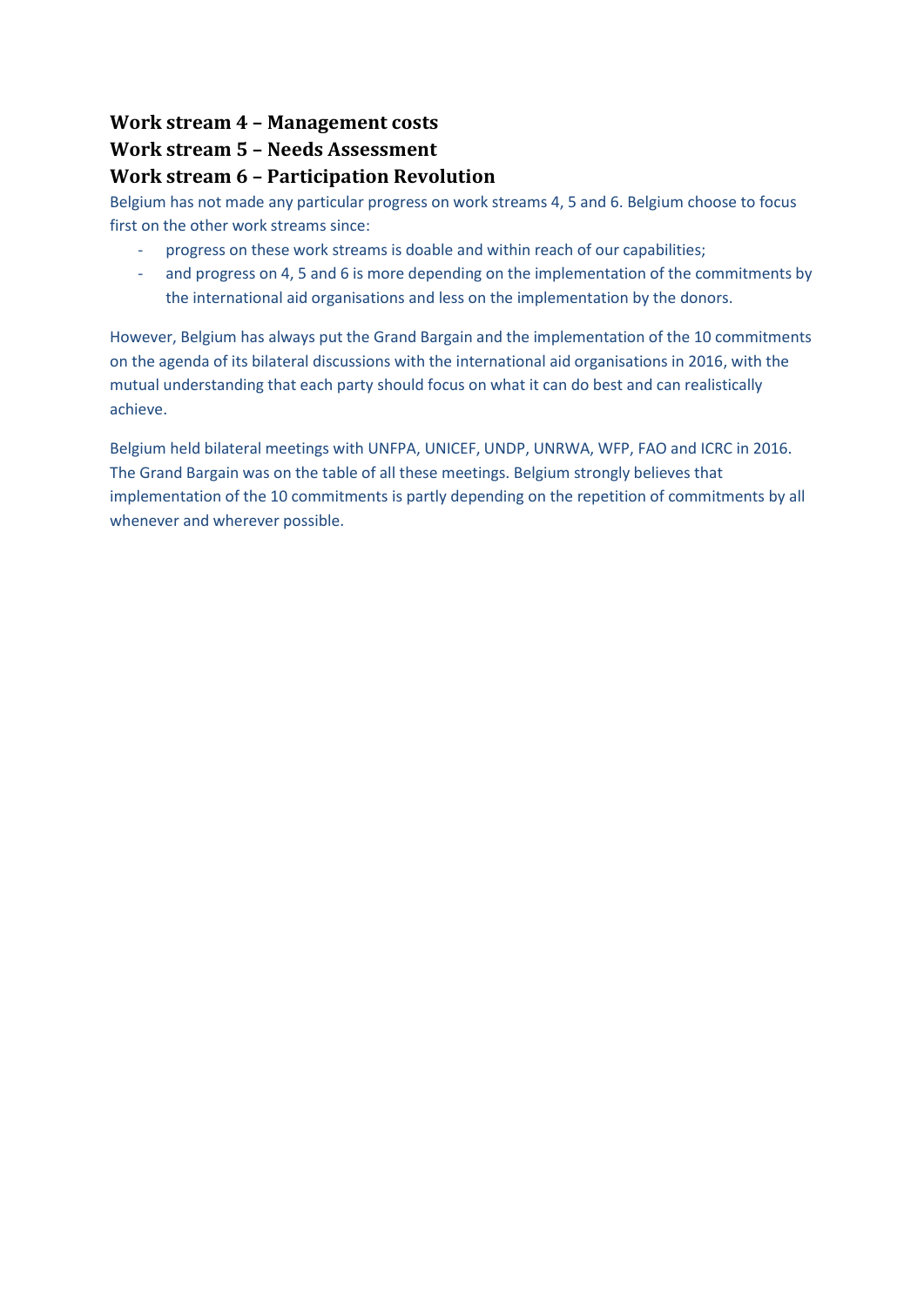## Work stream 4 – Management costs

## Work stream 5 – Needs Assessment

## Work stream 6 – Participation Revolution

Belgium has not made any particular progress on work streams 4, 5 and 6. Belgium choose to focus first on the other work streams since:

- progress on these work streams is doable and within reach of our capabilities;
- and progress on 4, 5 and 6 is more depending on the implementation of the commitments by the international aid organisations and less on the implementation by the donors.

However, Belgium has always put the Grand Bargain and the implementation of the 10 commitments on the agenda of its bilateral discussions with the international aid organisations in 2016, with the mutual understanding that each party should focus on what it can do best and can realistically achieve.

Belgium held bilateral meetings with UNFPA, UNICEF, UNDP, UNRWA, WFP, FAO and ICRC in 2016. The Grand Bargain was on the table of all these meetings. Belgium strongly believes that implementation of the 10 commitments is partly depending on the repetition of commitments by all whenever and wherever possible.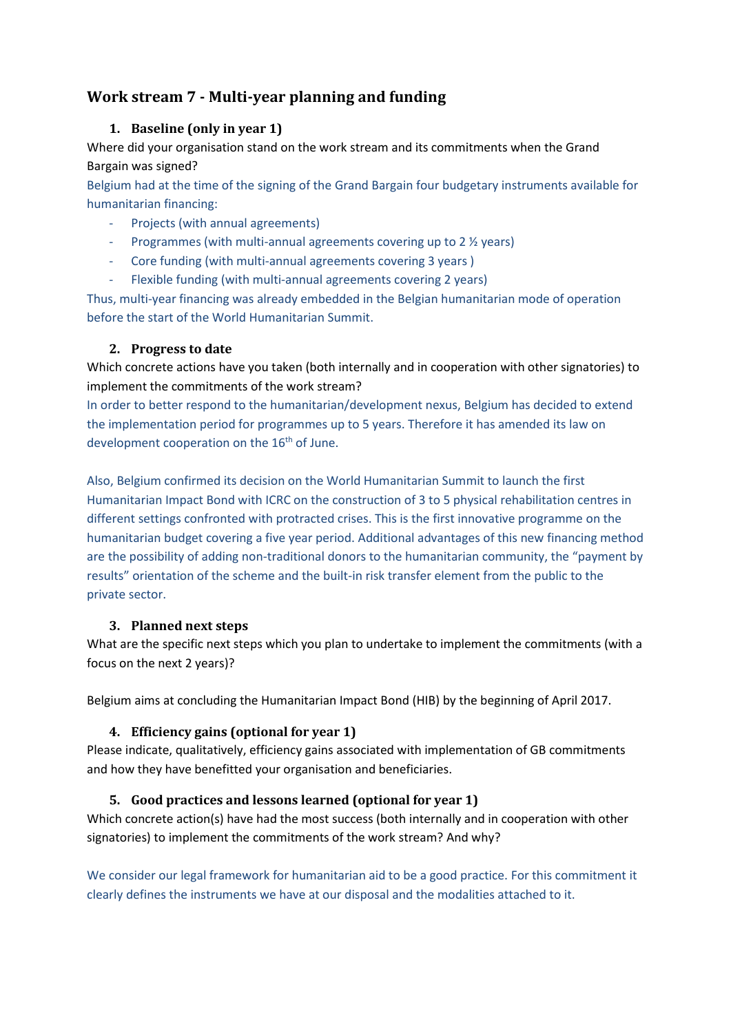## Work stream 7 - Multi-year planning and funding

### 1. Baseline (only in year 1)

Where did your organisation stand on the work stream and its commitments when the Grand Bargain was signed?

Belgium had at the time of the signing of the Grand Bargain four budgetary instruments available for humanitarian financing:

- Projects (with annual agreements)
- Programmes (with multi-annual agreements covering up to 2 ½ years)
- Core funding (with multi-annual agreements covering 3 years )
- Flexible funding (with multi-annual agreements covering 2 years)

Thus, multi-year financing was already embedded in the Belgian humanitarian mode of operation before the start of the World Humanitarian Summit.

### 2. Progress to date

Which concrete actions have you taken (both internally and in cooperation with other signatories) to implement the commitments of the work stream?

In order to better respond to the humanitarian/development nexus, Belgium has decided to extend the implementation period for programmes up to 5 years. Therefore it has amended its law on development cooperation on the 16th of June.

Also, Belgium confirmed its decision on the World Humanitarian Summit to launch the first Humanitarian Impact Bond with ICRC on the construction of 3 to 5 physical rehabilitation centres in different settings confronted with protracted crises. This is the first innovative programme on the humanitarian budget covering a five year period. Additional advantages of this new financing method are the possibility of adding non-traditional donors to the humanitarian community, the "payment by results" orientation of the scheme and the built-in risk transfer element from the public to the private sector.

### 3. Planned next steps

What are the specific next steps which you plan to undertake to implement the commitments (with a focus on the next 2 years)?

Belgium aims at concluding the Humanitarian Impact Bond (HIB) by the beginning of April 2017.

### 4. Efficiency gains (optional for year 1)

Please indicate, qualitatively, efficiency gains associated with implementation of GB commitments and how they have benefitted your organisation and beneficiaries.

### 5. Good practices and lessons learned (optional for year 1)

Which concrete action(s) have had the most success (both internally and in cooperation with other signatories) to implement the commitments of the work stream? And why?

We consider our legal framework for humanitarian aid to be a good practice. For this commitment it clearly defines the instruments we have at our disposal and the modalities attached to it.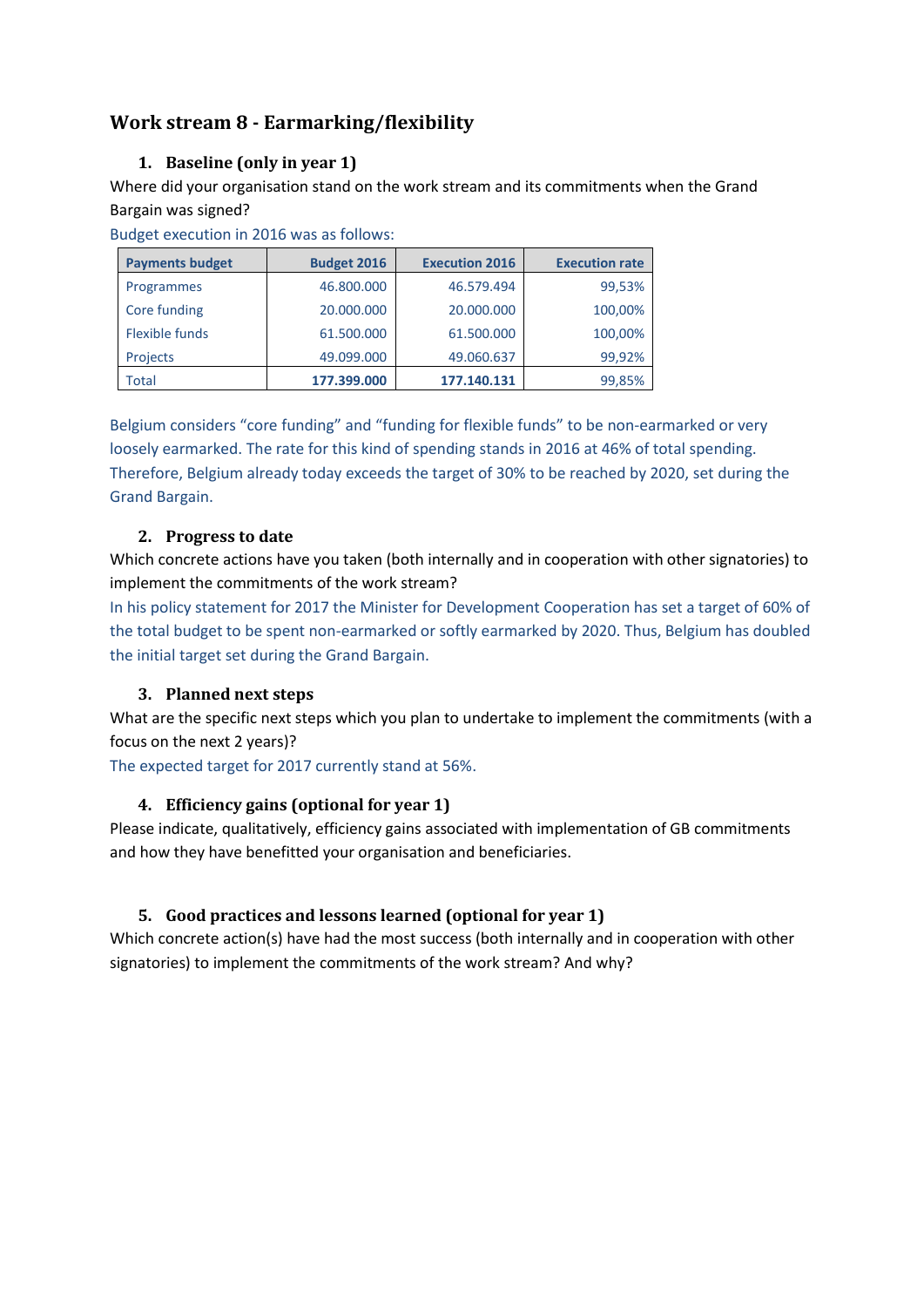## Work stream 8 - Earmarking/flexibility

### 1. Baseline (only in year 1)

Where did your organisation stand on the work stream and its commitments when the Grand Bargain was signed?

Budget execution in 2016 was as follows:

| Payments budget | Budget 2016 | Execution 2016 | Execution rate |
|---|---|---|---|
| Programmes | 46.800.000 | 46.579.494 | 99,53% |
| Core funding | 20.000.000 | 20.000.000 | 100,00% |
| Flexible funds | 61.500.000 | 61.500.000 | 100,00% |
| Projects | 49.099.000 | 49.060.637 | 99,92% |
| Total | **177.399.000** | **177.140.131** | 99,85% |

Belgium considers "core funding" and "funding for flexible funds" to be non-earmarked or very loosely earmarked. The rate for this kind of spending stands in 2016 at 46% of total spending. Therefore, Belgium already today exceeds the target of 30% to be reached by 2020, set during the Grand Bargain.

### 2. Progress to date

Which concrete actions have you taken (both internally and in cooperation with other signatories) to implement the commitments of the work stream?

In his policy statement for 2017 the Minister for Development Cooperation has set a target of 60% of the total budget to be spent non-earmarked or softly earmarked by 2020. Thus, Belgium has doubled the initial target set during the Grand Bargain.

### 3. Planned next steps

What are the specific next steps which you plan to undertake to implement the commitments (with a focus on the next 2 years)?

The expected target for 2017 currently stand at 56%.

### 4. Efficiency gains (optional for year 1)

Please indicate, qualitatively, efficiency gains associated with implementation of GB commitments and how they have benefitted your organisation and beneficiaries.

### 5. Good practices and lessons learned (optional for year 1)

Which concrete action(s) have had the most success (both internally and in cooperation with other signatories) to implement the commitments of the work stream? And why?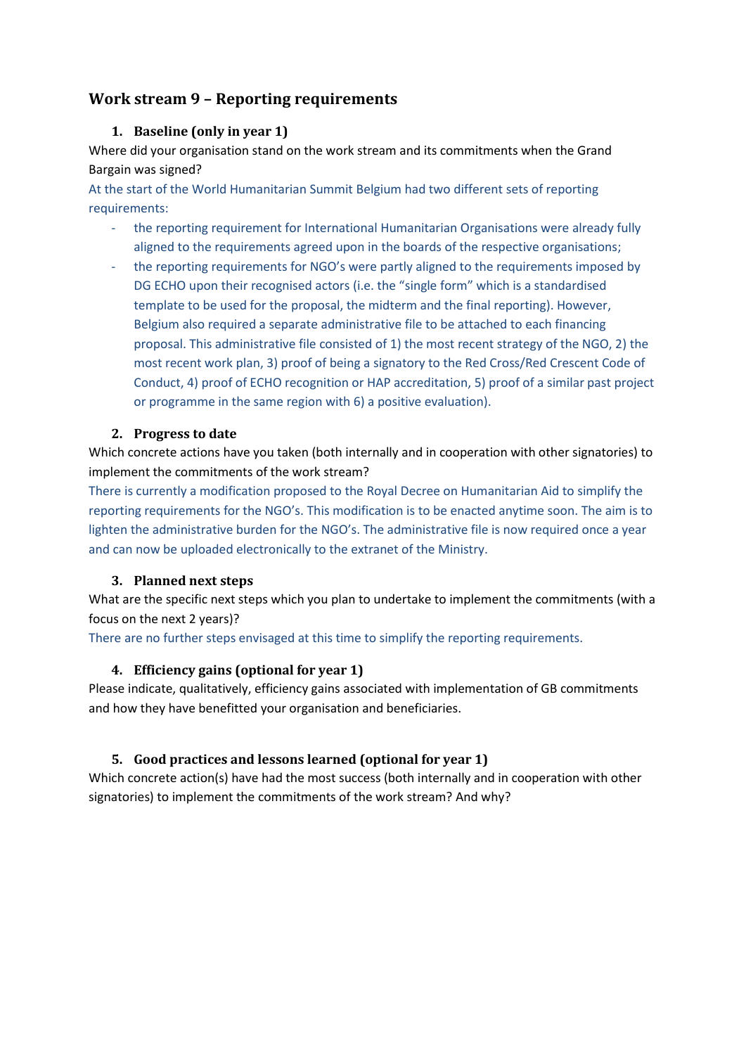## Work stream 9 – Reporting requirements

### 1. Baseline (only in year 1)

Where did your organisation stand on the work stream and its commitments when the Grand Bargain was signed?

At the start of the World Humanitarian Summit Belgium had two different sets of reporting requirements:

- the reporting requirement for International Humanitarian Organisations were already fully aligned to the requirements agreed upon in the boards of the respective organisations;
- the reporting requirements for NGO's were partly aligned to the requirements imposed by DG ECHO upon their recognised actors (i.e. the "single form" which is a standardised template to be used for the proposal, the midterm and the final reporting). However, Belgium also required a separate administrative file to be attached to each financing proposal. This administrative file consisted of 1) the most recent strategy of the NGO, 2) the most recent work plan, 3) proof of being a signatory to the Red Cross/Red Crescent Code of Conduct, 4) proof of ECHO recognition or HAP accreditation, 5) proof of a similar past project or programme in the same region with 6) a positive evaluation).

### 2. Progress to date

Which concrete actions have you taken (both internally and in cooperation with other signatories) to implement the commitments of the work stream?

There is currently a modification proposed to the Royal Decree on Humanitarian Aid to simplify the reporting requirements for the NGO's. This modification is to be enacted anytime soon. The aim is to lighten the administrative burden for the NGO's. The administrative file is now required once a year and can now be uploaded electronically to the extranet of the Ministry.

### 3. Planned next steps

What are the specific next steps which you plan to undertake to implement the commitments (with a focus on the next 2 years)?

There are no further steps envisaged at this time to simplify the reporting requirements.

### 4. Efficiency gains (optional for year 1)

Please indicate, qualitatively, efficiency gains associated with implementation of GB commitments and how they have benefitted your organisation and beneficiaries.

### 5. Good practices and lessons learned (optional for year 1)

Which concrete action(s) have had the most success (both internally and in cooperation with other signatories) to implement the commitments of the work stream? And why?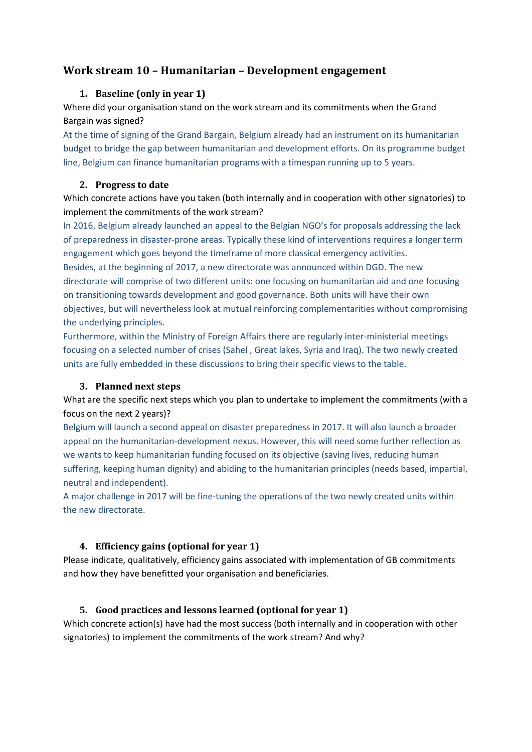## Work stream 10 – Humanitarian – Development engagement

### 1. Baseline (only in year 1)

Where did your organisation stand on the work stream and its commitments when the Grand Bargain was signed?

At the time of signing of the Grand Bargain, Belgium already had an instrument on its humanitarian budget to bridge the gap between humanitarian and development efforts. On its programme budget line, Belgium can finance humanitarian programs with a timespan running up to 5 years.

### 2. Progress to date

Which concrete actions have you taken (both internally and in cooperation with other signatories) to implement the commitments of the work stream?

In 2016, Belgium already launched an appeal to the Belgian NGO's for proposals addressing the lack of preparedness in disaster-prone areas. Typically these kind of interventions requires a longer term engagement which goes beyond the timeframe of more classical emergency activities.

Besides, at the beginning of 2017, a new directorate was announced within DGD. The new directorate will comprise of two different units: one focusing on humanitarian aid and one focusing on transitioning towards development and good governance. Both units will have their own objectives, but will nevertheless look at mutual reinforcing complementarities without compromising the underlying principles.

Furthermore, within the Ministry of Foreign Affairs there are regularly inter-ministerial meetings focusing on a selected number of crises (Sahel , Great lakes, Syria and Iraq). The two newly created units are fully embedded in these discussions to bring their specific views to the table.

### 3. Planned next steps

What are the specific next steps which you plan to undertake to implement the commitments (with a focus on the next 2 years)?

Belgium will launch a second appeal on disaster preparedness in 2017. It will also launch a broader appeal on the humanitarian-development nexus. However, this will need some further reflection as we wants to keep humanitarian funding focused on its objective (saving lives, reducing human suffering, keeping human dignity) and abiding to the humanitarian principles (needs based, impartial, neutral and independent).

A major challenge in 2017 will be fine-tuning the operations of the two newly created units within the new directorate.

### 4. Efficiency gains (optional for year 1)

Please indicate, qualitatively, efficiency gains associated with implementation of GB commitments and how they have benefitted your organisation and beneficiaries.

### 5. Good practices and lessons learned (optional for year 1)

Which concrete action(s) have had the most success (both internally and in cooperation with other signatories) to implement the commitments of the work stream? And why?